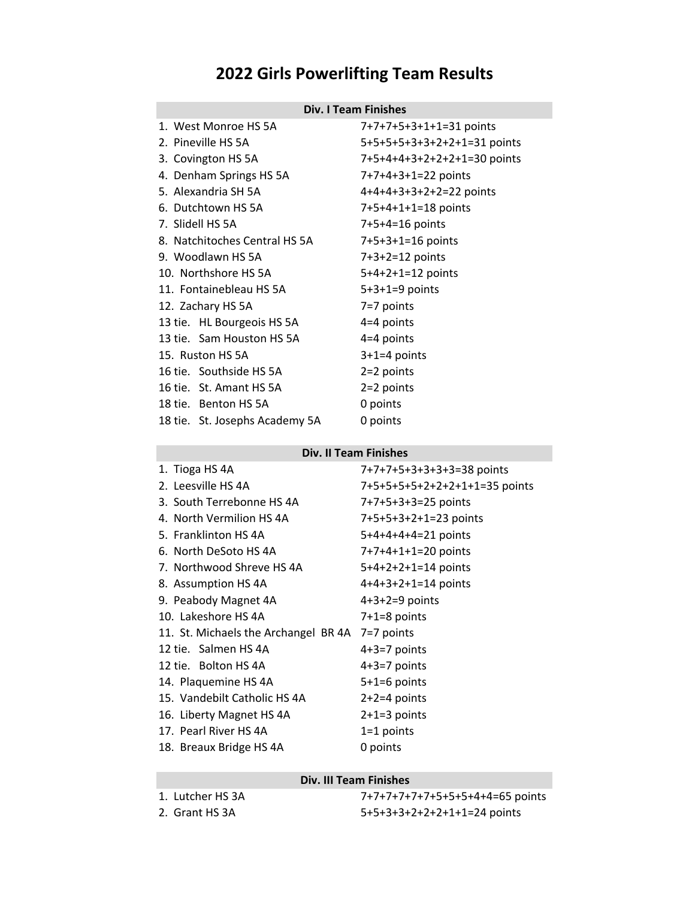# 2022 Girls Powerlifting Team Results

| Div. I Team Finishes | |
|---|---|
| 1. West Monroe HS 5A | 7+7+7+5+3+1+1=31 points |
| 2. Pineville HS 5A | 5+5+5+5+3+3+2+2+1=31 points |
| 3. Covington HS 5A | 7+5+4+4+3+2+2+2+1=30 points |
| 4. Denham Springs HS 5A | 7+7+4+3+1=22 points |
| 5. Alexandria SH 5A | 4+4+4+3+3+2+2=22 points |
| 6. Dutchtown HS 5A | 7+5+4+1+1=18 points |
| 7. Slidell HS 5A | 7+5+4=16 points |
| 8. Natchitoches Central HS 5A | 7+5+3+1=16 points |
| 9. Woodlawn HS 5A | 7+3+2=12 points |
| 10. Northshore HS 5A | 5+4+2+1=12 points |
| 11. Fontainebleau HS 5A | 5+3+1=9 points |
| 12. Zachary HS 5A | 7=7 points |
| 13 tie. HL Bourgeois HS 5A | 4=4 points |
| 13 tie. Sam Houston HS 5A | 4=4 points |
| 15. Ruston HS 5A | 3+1=4 points |
| 16 tie. Southside HS 5A | 2=2 points |
| 16 tie. St. Amant HS 5A | 2=2 points |
| 18 tie. Benton HS 5A | 0 points |
| 18 tie. St. Josephs Academy 5A | 0 points |

| Div. II Team Finishes | |
|---|---|
| 1. Tioga HS 4A | 7+7+7+5+3+3+3+3=38 points |
| 2. Leesville HS 4A | 7+5+5+5+5+2+2+2+1+1=35 points |
| 3. South Terrebonne HS 4A | 7+7+5+3+3=25 points |
| 4. North Vermilion HS 4A | 7+5+5+3+2+1=23 points |
| 5. Franklinton HS 4A | 5+4+4+4+4=21 points |
| 6. North DeSoto HS 4A | 7+7+4+1+1=20 points |
| 7. Northwood Shreve HS 4A | 5+4+2+2+1=14 points |
| 8. Assumption HS 4A | 4+4+3+2+1=14 points |
| 9. Peabody Magnet 4A | 4+3+2=9 points |
| 10. Lakeshore HS 4A | 7+1=8 points |
| 11. St. Michaels the Archangel BR 4A | 7=7 points |
| 12 tie. Salmen HS 4A | 4+3=7 points |
| 12 tie. Bolton HS 4A | 4+3=7 points |
| 14. Plaquemine HS 4A | 5+1=6 points |
| 15. Vandebilt Catholic HS 4A | 2+2=4 points |
| 16. Liberty Magnet HS 4A | 2+1=3 points |
| 17. Pearl River HS 4A | 1=1 points |
| 18. Breaux Bridge HS 4A | 0 points |

| Div. III Team Finishes | |
|---|---|
| 1. Lutcher HS 3A | 7+7+7+7+7+7+5+5+5+4+4=65 points |
| 2. Grant HS 3A | 5+5+3+3+2+2+2+1+1=24 points |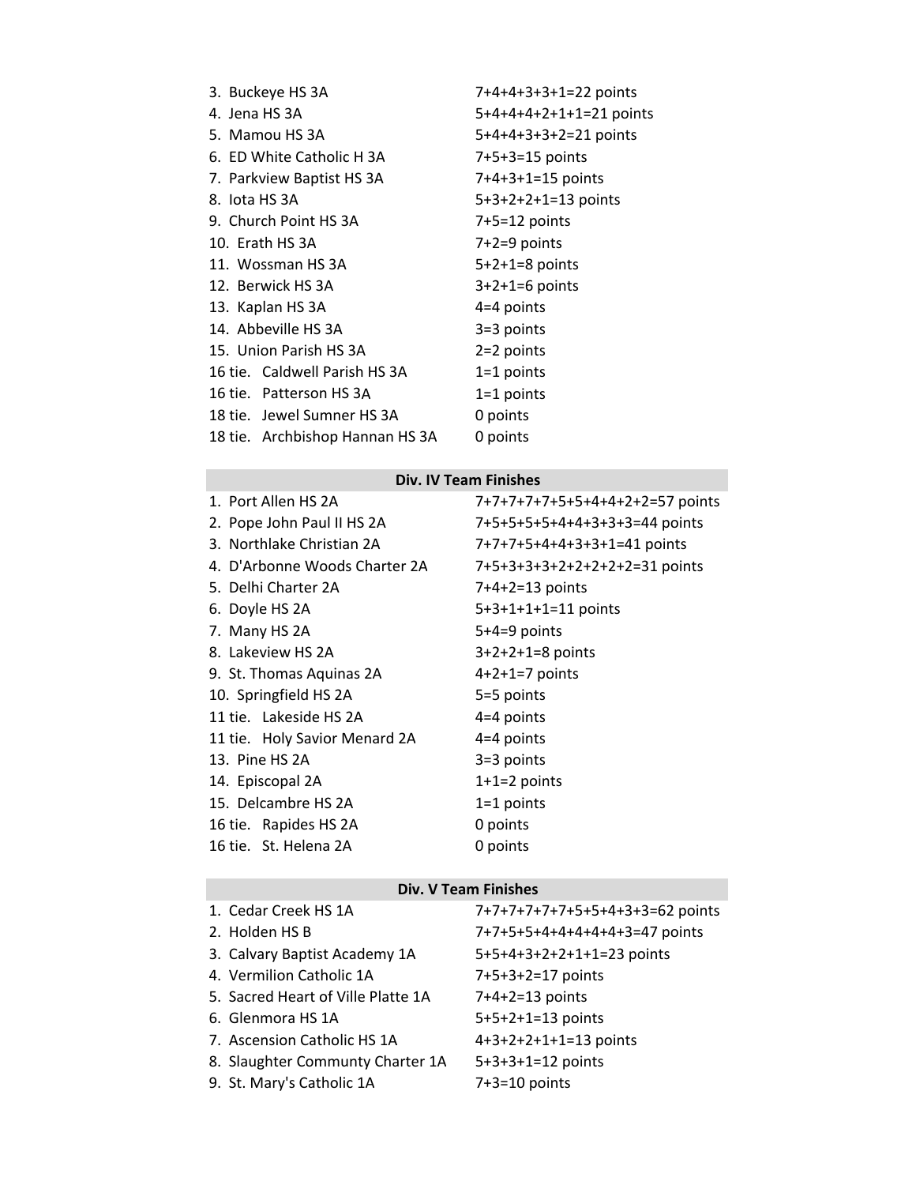| | |
|---|---|
| 3. Buckeye HS 3A | 7+4+4+3+3+1=22 points |
| 4. Jena HS 3A | 5+4+4+4+2+1+1=21 points |
| 5. Mamou HS 3A | 5+4+4+3+3+2=21 points |
| 6. ED White Catholic H 3A | 7+5+3=15 points |
| 7. Parkview Baptist HS 3A | 7+4+3+1=15 points |
| 8. Iota HS 3A | 5+3+2+2+1=13 points |
| 9. Church Point HS 3A | 7+5=12 points |
| 10. Erath HS 3A | 7+2=9 points |
| 11. Wossman HS 3A | 5+2+1=8 points |
| 12. Berwick HS 3A | 3+2+1=6 points |
| 13. Kaplan HS 3A | 4=4 points |
| 14. Abbeville HS 3A | 3=3 points |
| 15. Union Parish HS 3A | 2=2 points |
| 16 tie. Caldwell Parish HS 3A | 1=1 points |
| 16 tie. Patterson HS 3A | 1=1 points |
| 18 tie. Jewel Sumner HS 3A | 0 points |
| 18 tie. Archbishop Hannan HS 3A | 0 points |

| Div. IV Team Finishes | |
|---|---|
| 1. Port Allen HS 2A | 7+7+7+7+7+5+5+4+4+2+2=57 points |
| 2. Pope John Paul II HS 2A | 7+5+5+5+5+4+4+3+3+3=44 points |
| 3. Northlake Christian 2A | 7+7+7+5+4+4+3+3+1=41 points |
| 4. D'Arbonne Woods Charter 2A | 7+5+3+3+3+2+2+2+2+2=31 points |
| 5. Delhi Charter 2A | 7+4+2=13 points |
| 6. Doyle HS 2A | 5+3+1+1+1=11 points |
| 7. Many HS 2A | 5+4=9 points |
| 8. Lakeview HS 2A | 3+2+2+1=8 points |
| 9. St. Thomas Aquinas 2A | 4+2+1=7 points |
| 10. Springfield HS 2A | 5=5 points |
| 11 tie. Lakeside HS 2A | 4=4 points |
| 11 tie. Holy Savior Menard 2A | 4=4 points |
| 13. Pine HS 2A | 3=3 points |
| 14. Episcopal 2A | 1+1=2 points |
| 15. Delcambre HS 2A | 1=1 points |
| 16 tie. Rapides HS 2A | 0 points |
| 16 tie. St. Helena 2A | 0 points |

| Div. V Team Finishes | |
|---|---|
| 1. Cedar Creek HS 1A | 7+7+7+7+7+7+5+5+4+3+3=62 points |
| 2. Holden HS B | 7+7+5+5+4+4+4+4+4+3=47 points |
| 3. Calvary Baptist Academy 1A | 5+5+4+3+2+2+1+1=23 points |
| 4. Vermilion Catholic 1A | 7+5+3+2=17 points |
| 5. Sacred Heart of Ville Platte 1A | 7+4+2=13 points |
| 6. Glenmora HS 1A | 5+5+2+1=13 points |
| 7. Ascension Catholic HS 1A | 4+3+2+2+1+1=13 points |
| 8. Slaughter Commuty Charter 1A | 5+3+3+1=12 points |
| 9. St. Mary's Catholic 1A | 7+3=10 points |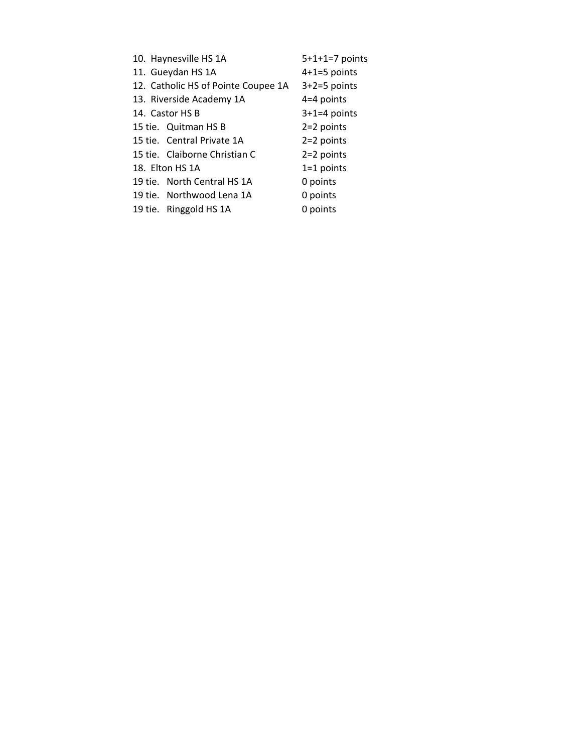| | |
|---|---|
| 10. Haynesville HS 1A | 5+1+1=7 points |
| 11. Gueydan HS 1A | 4+1=5 points |
| 12. Catholic HS of Pointe Coupee 1A | 3+2=5 points |
| 13. Riverside Academy 1A | 4=4 points |
| 14. Castor HS B | 3+1=4 points |
| 15 tie. Quitman HS B | 2=2 points |
| 15 tie. Central Private 1A | 2=2 points |
| 15 tie. Claiborne Christian C | 2=2 points |
| 18. Elton HS 1A | 1=1 points |
| 19 tie. North Central HS 1A | 0 points |
| 19 tie. Northwood Lena 1A | 0 points |
| 19 tie. Ringgold HS 1A | 0 points |